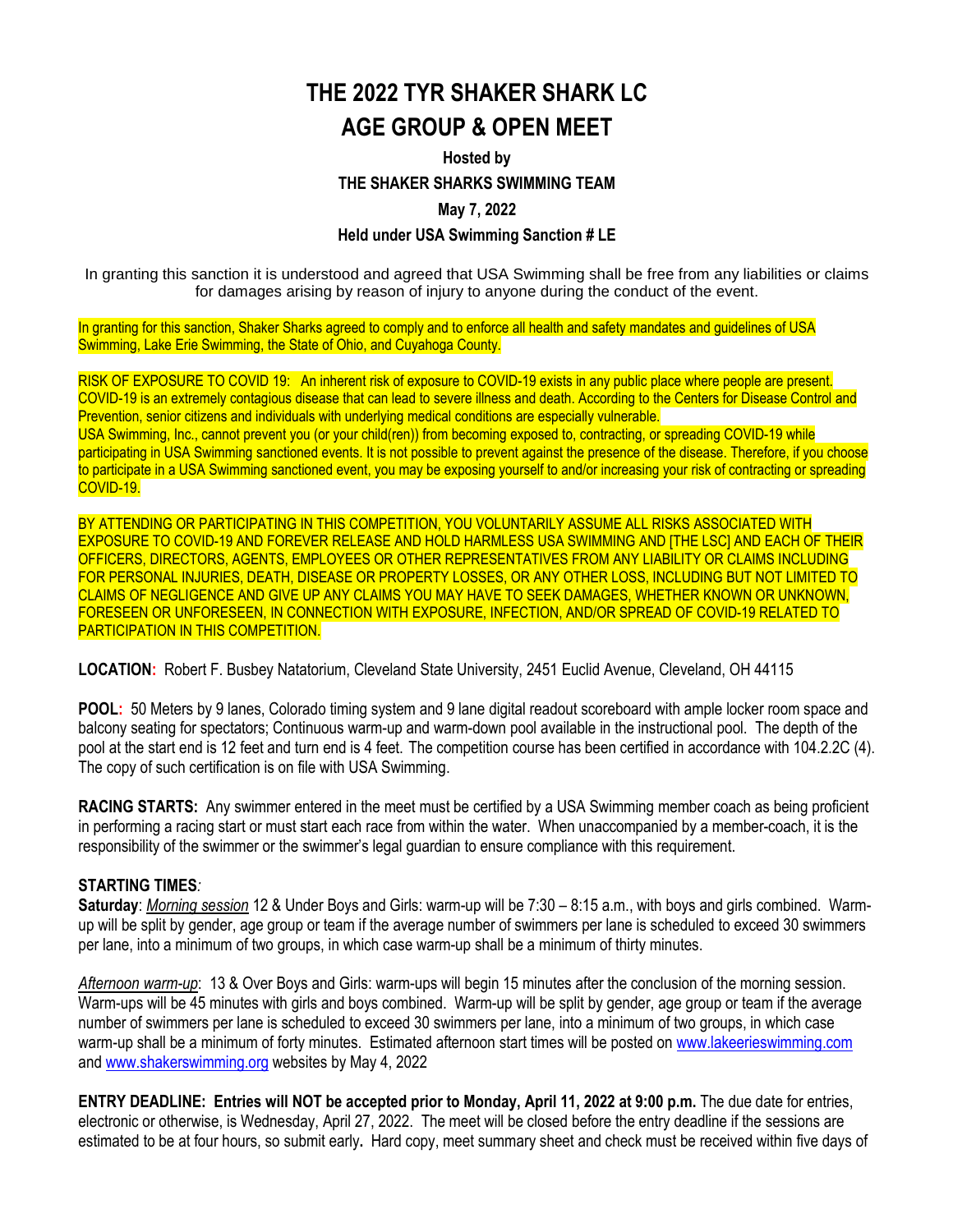# THE 2022 TYR SHAKER SHARK LC
# AGE GROUP & OPEN MEET

**Hosted by**

**THE SHAKER SHARKS SWIMMING TEAM**

**May 7, 2022**

**Held under USA Swimming Sanction # LE**

In granting this sanction it is understood and agreed that USA Swimming shall be free from any liabilities or claims for damages arising by reason of injury to anyone during the conduct of the event.

In granting for this sanction, Shaker Sharks agreed to comply and to enforce all health and safety mandates and guidelines of USA Swimming, Lake Erie Swimming, the State of Ohio, and Cuyahoga County.

RISK OF EXPOSURE TO COVID 19: An inherent risk of exposure to COVID-19 exists in any public place where people are present. COVID-19 is an extremely contagious disease that can lead to severe illness and death. According to the Centers for Disease Control and Prevention, senior citizens and individuals with underlying medical conditions are especially vulnerable.
USA Swimming, Inc., cannot prevent you (or your child(ren)) from becoming exposed to, contracting, or spreading COVID-19 while participating in USA Swimming sanctioned events. It is not possible to prevent against the presence of the disease. Therefore, if you choose to participate in a USA Swimming sanctioned event, you may be exposing yourself to and/or increasing your risk of contracting or spreading COVID-19.

BY ATTENDING OR PARTICIPATING IN THIS COMPETITION, YOU VOLUNTARILY ASSUME ALL RISKS ASSOCIATED WITH EXPOSURE TO COVID-19 AND FOREVER RELEASE AND HOLD HARMLESS USA SWIMMING AND [THE LSC] AND EACH OF THEIR OFFICERS, DIRECTORS, AGENTS, EMPLOYEES OR OTHER REPRESENTATIVES FROM ANY LIABILITY OR CLAIMS INCLUDING FOR PERSONAL INJURIES, DEATH, DISEASE OR PROPERTY LOSSES, OR ANY OTHER LOSS, INCLUDING BUT NOT LIMITED TO CLAIMS OF NEGLIGENCE AND GIVE UP ANY CLAIMS YOU MAY HAVE TO SEEK DAMAGES, WHETHER KNOWN OR UNKNOWN, FORESEEN OR UNFORESEEN, IN CONNECTION WITH EXPOSURE, INFECTION, AND/OR SPREAD OF COVID-19 RELATED TO PARTICIPATION IN THIS COMPETITION.

**LOCATION:** Robert F. Busbey Natatorium, Cleveland State University, 2451 Euclid Avenue, Cleveland, OH 44115

**POOL:** 50 Meters by 9 lanes, Colorado timing system and 9 lane digital readout scoreboard with ample locker room space and balcony seating for spectators; Continuous warm-up and warm-down pool available in the instructional pool. The depth of the pool at the start end is 12 feet and turn end is 4 feet. The competition course has been certified in accordance with 104.2.2C (4). The copy of such certification is on file with USA Swimming.

**RACING STARTS:** Any swimmer entered in the meet must be certified by a USA Swimming member coach as being proficient in performing a racing start or must start each race from within the water. When unaccompanied by a member-coach, it is the responsibility of the swimmer or the swimmer's legal guardian to ensure compliance with this requirement.

**STARTING TIMES***:*

**Saturday**: *Morning session* 12 & Under Boys and Girls: warm-up will be 7:30 – 8:15 a.m., with boys and girls combined. Warm-up will be split by gender, age group or team if the average number of swimmers per lane is scheduled to exceed 30 swimmers per lane, into a minimum of two groups, in which case warm-up shall be a minimum of thirty minutes.

*Afternoon warm-up*: 13 & Over Boys and Girls: warm-ups will begin 15 minutes after the conclusion of the morning session. Warm-ups will be 45 minutes with girls and boys combined. Warm-up will be split by gender, age group or team if the average number of swimmers per lane is scheduled to exceed 30 swimmers per lane, into a minimum of two groups, in which case warm-up shall be a minimum of forty minutes. Estimated afternoon start times will be posted on www.lakeerieswimming.com and www.shakerswimming.org websites by May 4, 2022

**ENTRY DEADLINE: Entries will NOT be accepted prior to Monday, April 11, 2022 at 9:00 p.m.** The due date for entries, electronic or otherwise, is Wednesday, April 27, 2022. The meet will be closed before the entry deadline if the sessions are estimated to be at four hours, so submit early**.** Hard copy, meet summary sheet and check must be received within five days of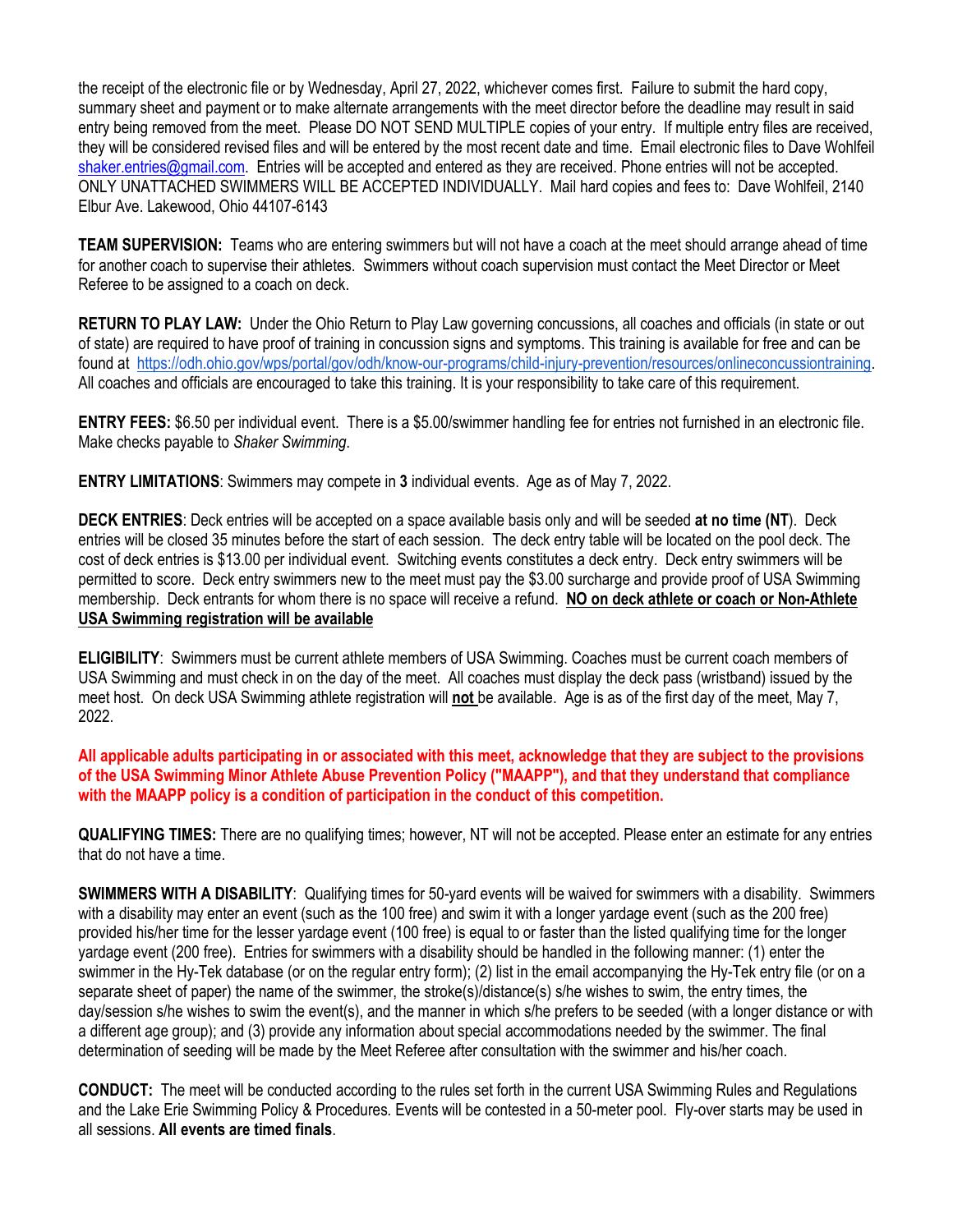the receipt of the electronic file or by Wednesday, April 27, 2022, whichever comes first. Failure to submit the hard copy, summary sheet and payment or to make alternate arrangements with the meet director before the deadline may result in said entry being removed from the meet. Please DO NOT SEND MULTIPLE copies of your entry. If multiple entry files are received, they will be considered revised files and will be entered by the most recent date and time. Email electronic files to Dave Wohlfeil shaker.entries@gmail.com. Entries will be accepted and entered as they are received. Phone entries will not be accepted. ONLY UNATTACHED SWIMMERS WILL BE ACCEPTED INDIVIDUALLY. Mail hard copies and fees to: Dave Wohlfeil, 2140 Elbur Ave. Lakewood, Ohio 44107-6143

**TEAM SUPERVISION:** Teams who are entering swimmers but will not have a coach at the meet should arrange ahead of time for another coach to supervise their athletes. Swimmers without coach supervision must contact the Meet Director or Meet Referee to be assigned to a coach on deck.

**RETURN TO PLAY LAW:** Under the Ohio Return to Play Law governing concussions, all coaches and officials (in state or out of state) are required to have proof of training in concussion signs and symptoms. This training is available for free and can be found at https://odh.ohio.gov/wps/portal/gov/odh/know-our-programs/child-injury-prevention/resources/onlineconcussiontraining. All coaches and officials are encouraged to take this training. It is your responsibility to take care of this requirement.

**ENTRY FEES:** $6.50 per individual event. There is a $5.00/swimmer handling fee for entries not furnished in an electronic file. Make checks payable to *Shaker Swimming*.

**ENTRY LIMITATIONS**: Swimmers may compete in **3** individual events. Age as of May 7, 2022.

**DECK ENTRIES**: Deck entries will be accepted on a space available basis only and will be seeded **at no time (NT**). Deck entries will be closed 35 minutes before the start of each session. The deck entry table will be located on the pool deck. The cost of deck entries is $13.00 per individual event. Switching events constitutes a deck entry. Deck entry swimmers will be permitted to score. Deck entry swimmers new to the meet must pay the $3.00 surcharge and provide proof of USA Swimming membership. Deck entrants for whom there is no space will receive a refund. **NO on deck athlete or coach or Non-Athlete USA Swimming registration will be available**

**ELIGIBILITY**: Swimmers must be current athlete members of USA Swimming. Coaches must be current coach members of USA Swimming and must check in on the day of the meet. All coaches must display the deck pass (wristband) issued by the meet host. On deck USA Swimming athlete registration will **not** be available. Age is as of the first day of the meet, May 7, 2022.

**All applicable adults participating in or associated with this meet, acknowledge that they are subject to the provisions of the USA Swimming Minor Athlete Abuse Prevention Policy ("MAAPP"), and that they understand that compliance with the MAAPP policy is a condition of participation in the conduct of this competition.**

**QUALIFYING TIMES:** There are no qualifying times; however, NT will not be accepted. Please enter an estimate for any entries that do not have a time.

**SWIMMERS WITH A DISABILITY**: Qualifying times for 50-yard events will be waived for swimmers with a disability. Swimmers with a disability may enter an event (such as the 100 free) and swim it with a longer yardage event (such as the 200 free) provided his/her time for the lesser yardage event (100 free) is equal to or faster than the listed qualifying time for the longer yardage event (200 free). Entries for swimmers with a disability should be handled in the following manner: (1) enter the swimmer in the Hy-Tek database (or on the regular entry form); (2) list in the email accompanying the Hy-Tek entry file (or on a separate sheet of paper) the name of the swimmer, the stroke(s)/distance(s) s/he wishes to swim, the entry times, the day/session s/he wishes to swim the event(s), and the manner in which s/he prefers to be seeded (with a longer distance or with a different age group); and (3) provide any information about special accommodations needed by the swimmer. The final determination of seeding will be made by the Meet Referee after consultation with the swimmer and his/her coach.

**CONDUCT:** The meet will be conducted according to the rules set forth in the current USA Swimming Rules and Regulations and the Lake Erie Swimming Policy & Procedures. Events will be contested in a 50-meter pool. Fly-over starts may be used in all sessions. **All events are timed finals**.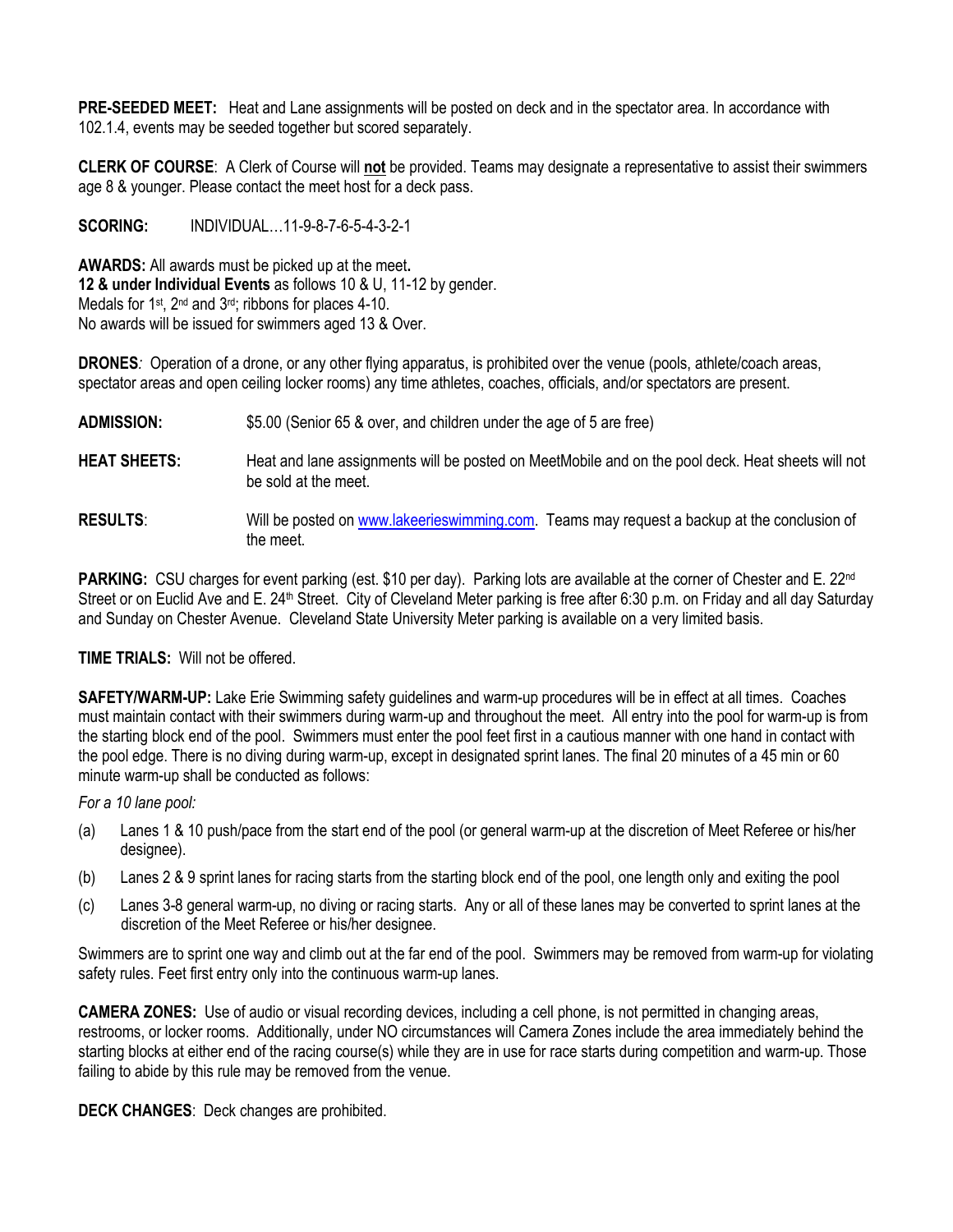**PRE-SEEDED MEET:** Heat and Lane assignments will be posted on deck and in the spectator area. In accordance with 102.1.4, events may be seeded together but scored separately.

**CLERK OF COURSE**: A Clerk of Course will **not** be provided. Teams may designate a representative to assist their swimmers age 8 & younger. Please contact the meet host for a deck pass.

**SCORING:** INDIVIDUAL…11-9-8-7-6-5-4-3-2-1

**AWARDS:** All awards must be picked up at the meet**.**
**12 & under Individual Events** as follows 10 & U, 11-12 by gender.
Medals for 1st, 2nd and 3rd; ribbons for places 4-10.
No awards will be issued for swimmers aged 13 & Over.

**DRONES***:* Operation of a drone, or any other flying apparatus, is prohibited over the venue (pools, athlete/coach areas, spectator areas and open ceiling locker rooms) any time athletes, coaches, officials, and/or spectators are present.

**ADMISSION:** $5.00 (Senior 65 & over, and children under the age of 5 are free)

**HEAT SHEETS:** Heat and lane assignments will be posted on MeetMobile and on the pool deck. Heat sheets will not be sold at the meet.

**RESULTS**: Will be posted on www.lakeerieswimming.com. Teams may request a backup at the conclusion of the meet.

**PARKING:** CSU charges for event parking (est. $10 per day). Parking lots are available at the corner of Chester and E. 22nd Street or on Euclid Ave and E. 24th Street. City of Cleveland Meter parking is free after 6:30 p.m. on Friday and all day Saturday and Sunday on Chester Avenue. Cleveland State University Meter parking is available on a very limited basis.

**TIME TRIALS:** Will not be offered.

**SAFETY/WARM-UP:** Lake Erie Swimming safety guidelines and warm-up procedures will be in effect at all times. Coaches must maintain contact with their swimmers during warm-up and throughout the meet. All entry into the pool for warm-up is from the starting block end of the pool. Swimmers must enter the pool feet first in a cautious manner with one hand in contact with the pool edge. There is no diving during warm-up, except in designated sprint lanes. The final 20 minutes of a 45 min or 60 minute warm-up shall be conducted as follows:

*For a 10 lane pool:*

(a) Lanes 1 & 10 push/pace from the start end of the pool (or general warm-up at the discretion of Meet Referee or his/her designee).

(b) Lanes 2 & 9 sprint lanes for racing starts from the starting block end of the pool, one length only and exiting the pool

(c) Lanes 3-8 general warm-up, no diving or racing starts. Any or all of these lanes may be converted to sprint lanes at the discretion of the Meet Referee or his/her designee.

Swimmers are to sprint one way and climb out at the far end of the pool. Swimmers may be removed from warm-up for violating safety rules. Feet first entry only into the continuous warm-up lanes.

**CAMERA ZONES:** Use of audio or visual recording devices, including a cell phone, is not permitted in changing areas, restrooms, or locker rooms. Additionally, under NO circumstances will Camera Zones include the area immediately behind the starting blocks at either end of the racing course(s) while they are in use for race starts during competition and warm-up. Those failing to abide by this rule may be removed from the venue.

**DECK CHANGES**: Deck changes are prohibited.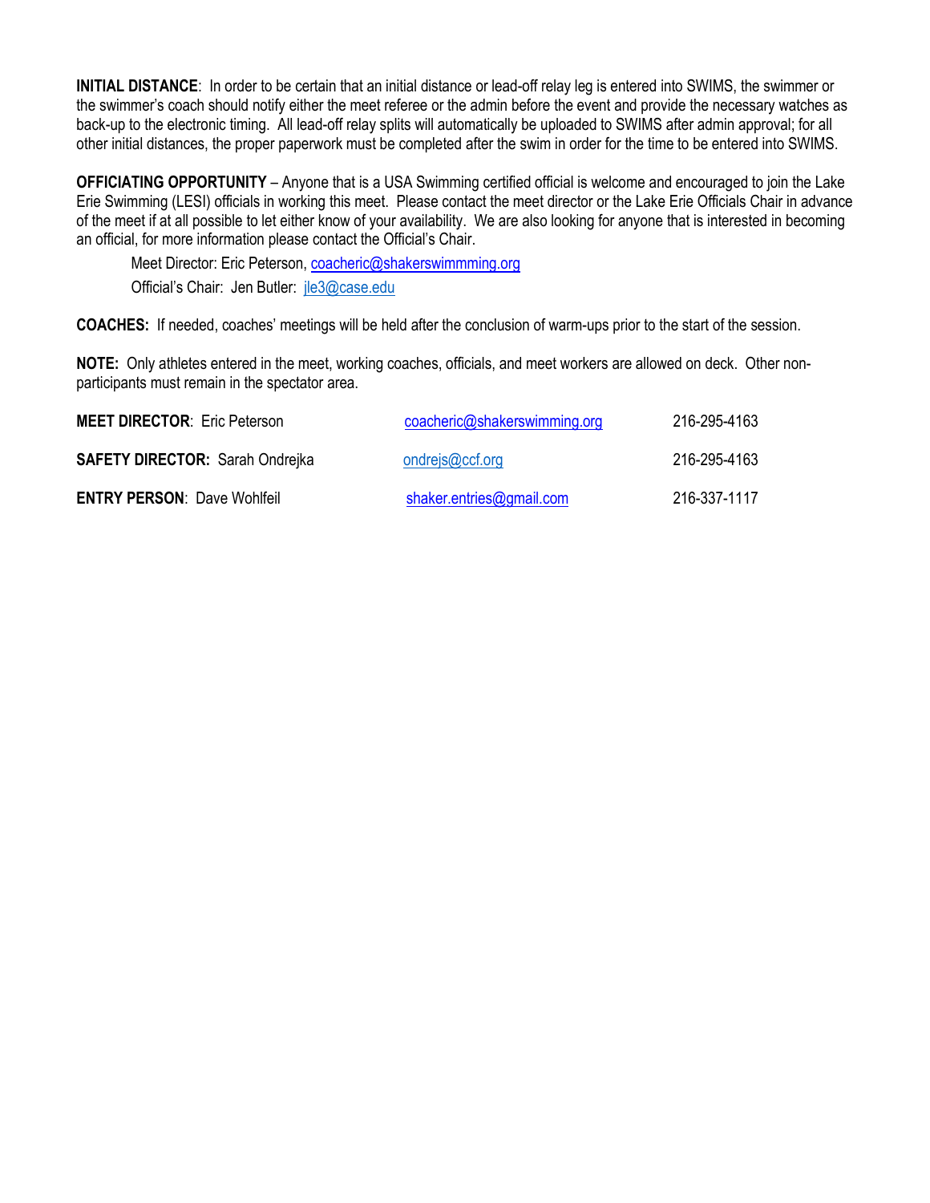**INITIAL DISTANCE**: In order to be certain that an initial distance or lead-off relay leg is entered into SWIMS, the swimmer or the swimmer's coach should notify either the meet referee or the admin before the event and provide the necessary watches as back-up to the electronic timing. All lead-off relay splits will automatically be uploaded to SWIMS after admin approval; for all other initial distances, the proper paperwork must be completed after the swim in order for the time to be entered into SWIMS.

**OFFICIATING OPPORTUNITY** – Anyone that is a USA Swimming certified official is welcome and encouraged to join the Lake Erie Swimming (LESI) officials in working this meet. Please contact the meet director or the Lake Erie Officials Chair in advance of the meet if at all possible to let either know of your availability. We are also looking for anyone that is interested in becoming an official, for more information please contact the Official's Chair.

Meet Director: Eric Peterson, coacheric@shakerswimmming.org

Official's Chair: Jen Butler: jle3@case.edu

**COACHES:** If needed, coaches' meetings will be held after the conclusion of warm-ups prior to the start of the session.

**NOTE:** Only athletes entered in the meet, working coaches, officials, and meet workers are allowed on deck. Other non-participants must remain in the spectator area.

| | | |
|---|---|---|
| **MEET DIRECTOR**: Eric Peterson | coacheric@shakerswimming.org | 216-295-4163 |
| **SAFETY DIRECTOR:** Sarah Ondrejka | ondrejs@ccf.org | 216-295-4163 |
| **ENTRY PERSON**: Dave Wohlfeil | shaker.entries@gmail.com | 216-337-1117 |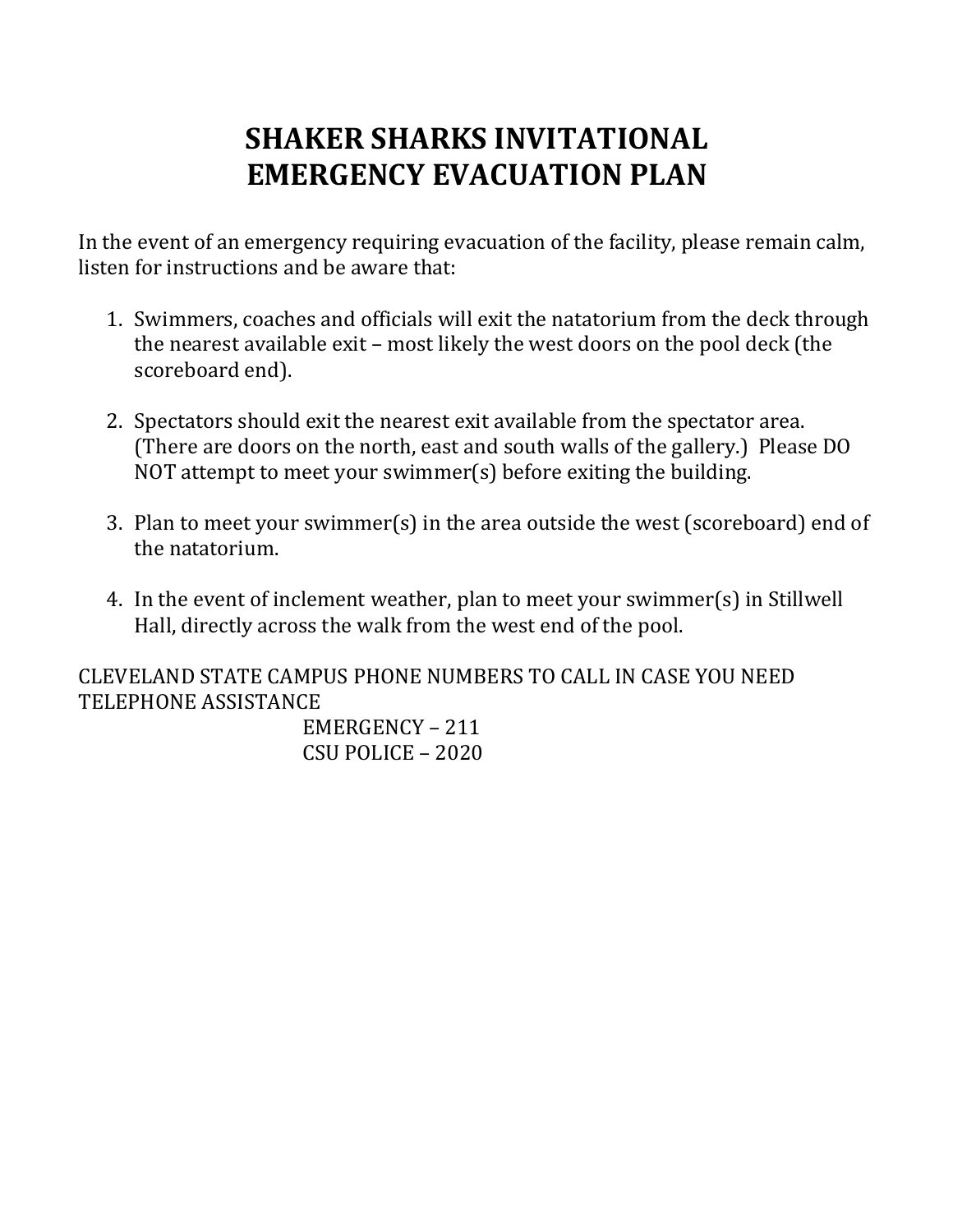# SHAKER SHARKS INVITATIONAL
# EMERGENCY EVACUATION PLAN

In the event of an emergency requiring evacuation of the facility, please remain calm, listen for instructions and be aware that:

1. Swimmers, coaches and officials will exit the natatorium from the deck through the nearest available exit – most likely the west doors on the pool deck (the scoreboard end).

2. Spectators should exit the nearest exit available from the spectator area. (There are doors on the north, east and south walls of the gallery.) Please DO NOT attempt to meet your swimmer(s) before exiting the building.

3. Plan to meet your swimmer(s) in the area outside the west (scoreboard) end of the natatorium.

4. In the event of inclement weather, plan to meet your swimmer(s) in Stillwell Hall, directly across the walk from the west end of the pool.

CLEVELAND STATE CAMPUS PHONE NUMBERS TO CALL IN CASE YOU NEED TELEPHONE ASSISTANCE

EMERGENCY – 211
CSU POLICE – 2020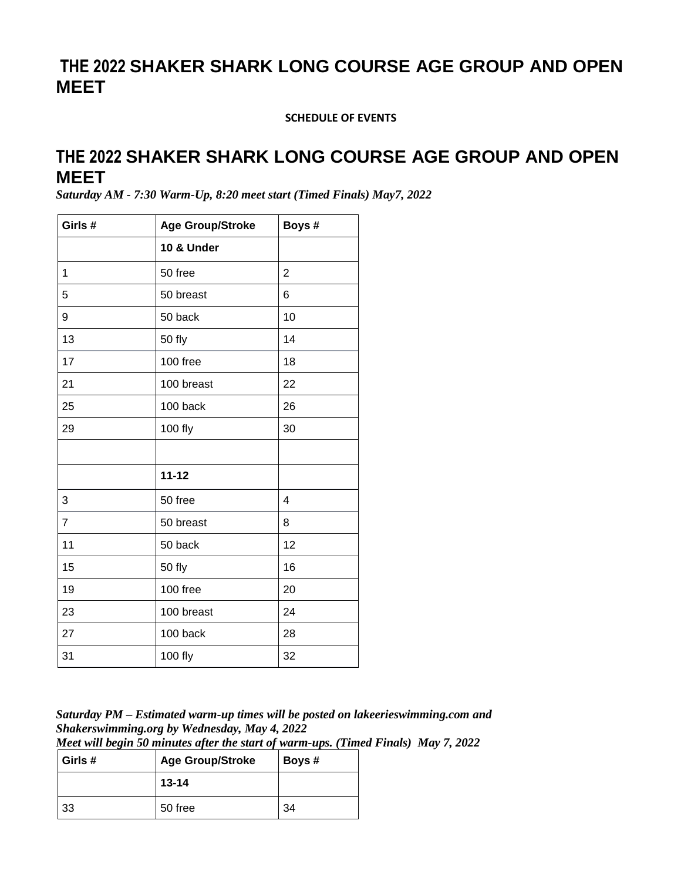# THE 2022 SHAKER SHARK LONG COURSE AGE GROUP AND OPEN MEET

**SCHEDULE OF EVENTS**

# THE 2022 SHAKER SHARK LONG COURSE AGE GROUP AND OPEN MEET

***Saturday AM - 7:30 Warm-Up, 8:20 meet start (Timed Finals) May7, 2022***

| Girls # | Age Group/Stroke | Boys # |
|---|---|---|
| | **10 & Under** | |
| 1 | 50 free | 2 |
| 5 | 50 breast | 6 |
| 9 | 50 back | 10 |
| 13 | 50 fly | 14 |
| 17 | 100 free | 18 |
| 21 | 100 breast | 22 |
| 25 | 100 back | 26 |
| 29 | 100 fly | 30 |
| | | |
| | **11-12** | |
| 3 | 50 free | 4 |
| 7 | 50 breast | 8 |
| 11 | 50 back | 12 |
| 15 | 50 fly | 16 |
| 19 | 100 free | 20 |
| 23 | 100 breast | 24 |
| 27 | 100 back | 28 |
| 31 | 100 fly | 32 |

***Saturday PM – Estimated warm-up times will be posted on lakeerieswimming.com and Shakerswimming.org by Wednesday, May 4, 2022***
***Meet will begin 50 minutes after the start of warm-ups. (Timed Finals) May 7, 2022***

| Girls # | Age Group/Stroke | Boys # |
|---|---|---|
| | **13-14** | |
| 33 | 50 free | 34 |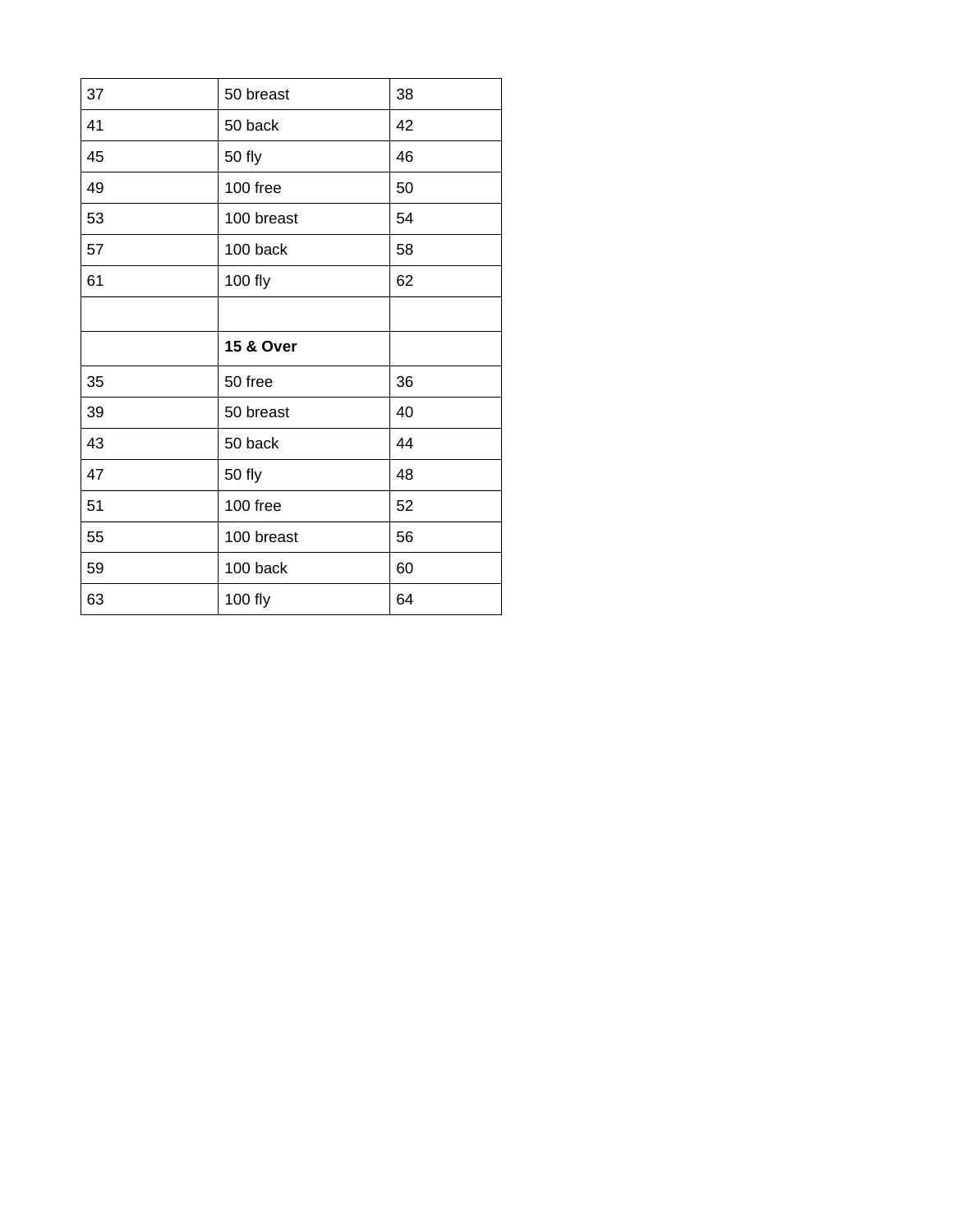| 37 | 50 breast | 38 |
|---|---|---|
| 41 | 50 back | 42 |
| 45 | 50 fly | 46 |
| 49 | 100 free | 50 |
| 53 | 100 breast | 54 |
| 57 | 100 back | 58 |
| 61 | 100 fly | 62 |
| | | |
| | **15 & Over** | |
| 35 | 50 free | 36 |
| 39 | 50 breast | 40 |
| 43 | 50 back | 44 |
| 47 | 50 fly | 48 |
| 51 | 100 free | 52 |
| 55 | 100 breast | 56 |
| 59 | 100 back | 60 |
| 63 | 100 fly | 64 |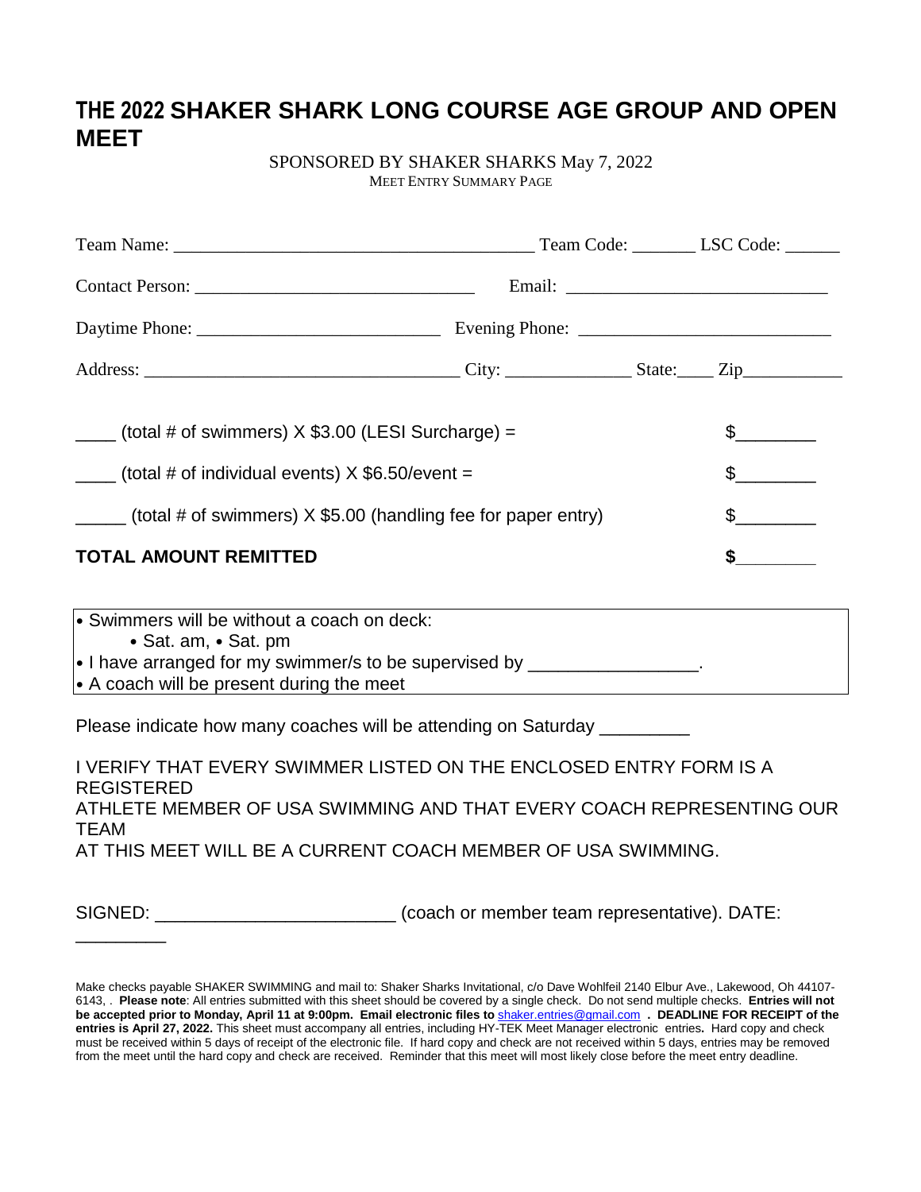# THE 2022 SHAKER SHARK LONG COURSE AGE GROUP AND OPEN MEET

SPONSORED BY SHAKER SHARKS May 7, 2022

MEET ENTRY SUMMARY PAGE

Team Name: ________________________________________ Team Code: _______ LSC Code: ______

Contact Person: ______________________________ Email: ____________________________

Daytime Phone: __________________________ Evening Phone: ____________________________

Address: _________________________________ City: _____________ State:____ Zip___________

____ (total # of swimmers) X $3.00 (LESI Surcharge) = $________

____ (total # of individual events) X $6.50/event = $________

_____ (total # of swimmers) X $5.00 (handling fee for paper entry) $________

**TOTAL AMOUNT REMITTED** **$________**

- Swimmers will be without a coach on deck:
  - Sat. am, • Sat. pm
- I have arranged for my swimmer/s to be supervised by ________________.
- A coach will be present during the meet

Please indicate how many coaches will be attending on Saturday _________

I VERIFY THAT EVERY SWIMMER LISTED ON THE ENCLOSED ENTRY FORM IS A REGISTERED
ATHLETE MEMBER OF USA SWIMMING AND THAT EVERY COACH REPRESENTING OUR TEAM
AT THIS MEET WILL BE A CURRENT COACH MEMBER OF USA SWIMMING.

SIGNED: _______________________ (coach or member team representative). DATE: _________

Make checks payable SHAKER SWIMMING and mail to: Shaker Sharks Invitational, c/o Dave Wohlfeil 2140 Elbur Ave., Lakewood, Oh 44107-6143, . **Please note**: All entries submitted with this sheet should be covered by a single check. Do not send multiple checks. **Entries will not be accepted prior to Monday, April 11 at 9:00pm. Email electronic files to** shaker.entries@gmail.com **. DEADLINE FOR RECEIPT of the entries is April 27, 2022.** This sheet must accompany all entries, including HY-TEK Meet Manager electronic entries**.** Hard copy and check must be received within 5 days of receipt of the electronic file. If hard copy and check are not received within 5 days, entries may be removed from the meet until the hard copy and check are received. Reminder that this meet will most likely close before the meet entry deadline.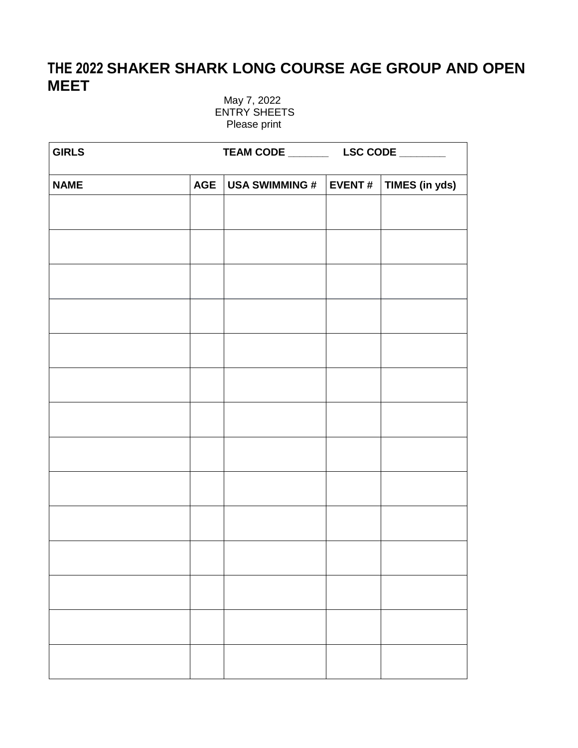# THE 2022 SHAKER SHARK LONG COURSE AGE GROUP AND OPEN MEET

May 7, 2022
ENTRY SHEETS
Please print

| GIRLS | | TEAM CODE _______ LSC CODE ________ | | |
|---|---|---|---|---|
| **NAME** | **AGE** | **USA SWIMMING #** | **EVENT #** | **TIMES (in yds)** |
| | | | | |
| | | | | |
| | | | | |
| | | | | |
| | | | | |
| | | | | |
| | | | | |
| | | | | |
| | | | | |
| | | | | |
| | | | | |
| | | | | |
| | | | | |
| | | | | |